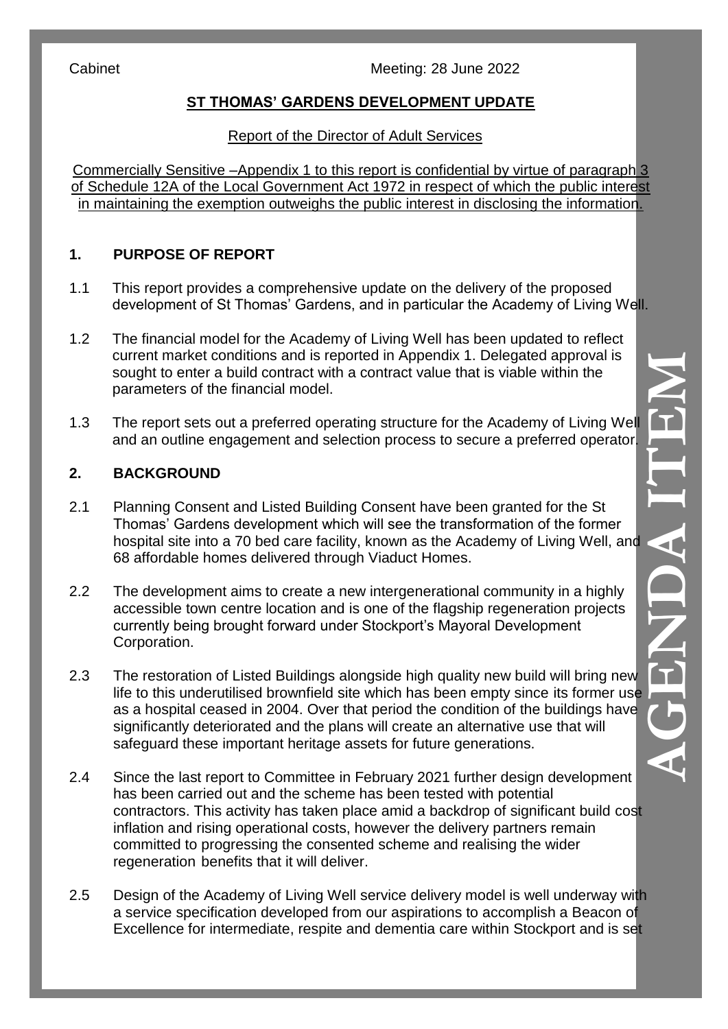Cabinet Meeting: 28 June 2022

## ST THOMAS' GARDENS DEVELOPMENT UPDATE

Report of the Director of Adult Services

Commercially Sensitive –Appendix 1 to this report is confidential by virtue of paragraph 3 of Schedule 12A of the Local Government Act 1972 in respect of which the public interest in maintaining the exemption outweighs the public interest in disclosing the information.

### 1. PURPOSE OF REPORT

1.1 This report provides a comprehensive update on the delivery of the proposed development of St Thomas' Gardens, and in particular the Academy of Living Well.

1.2 The financial model for the Academy of Living Well has been updated to reflect current market conditions and is reported in Appendix 1. Delegated approval is sought to enter a build contract with a contract value that is viable within the parameters of the financial model.

1.3 The report sets out a preferred operating structure for the Academy of Living Well and an outline engagement and selection process to secure a preferred operator.

### 2. BACKGROUND

2.1 Planning Consent and Listed Building Consent have been granted for the St Thomas' Gardens development which will see the transformation of the former hospital site into a 70 bed care facility, known as the Academy of Living Well, and 68 affordable homes delivered through Viaduct Homes.

2.2 The development aims to create a new intergenerational community in a highly accessible town centre location and is one of the flagship regeneration projects currently being brought forward under Stockport's Mayoral Development Corporation.

2.3 The restoration of Listed Buildings alongside high quality new build will bring new life to this underutilised brownfield site which has been empty since its former use as a hospital ceased in 2004. Over that period the condition of the buildings have significantly deteriorated and the plans will create an alternative use that will safeguard these important heritage assets for future generations.

2.4 Since the last report to Committee in February 2021 further design development has been carried out and the scheme has been tested with potential contractors. This activity has taken place amid a backdrop of significant build cost inflation and rising operational costs, however the delivery partners remain committed to progressing the consented scheme and realising the wider regeneration benefits that it will deliver.

2.5 Design of the Academy of Living Well service delivery model is well underway with a service specification developed from our aspirations to accomplish a Beacon of Excellence for intermediate, respite and dementia care within Stockport and is set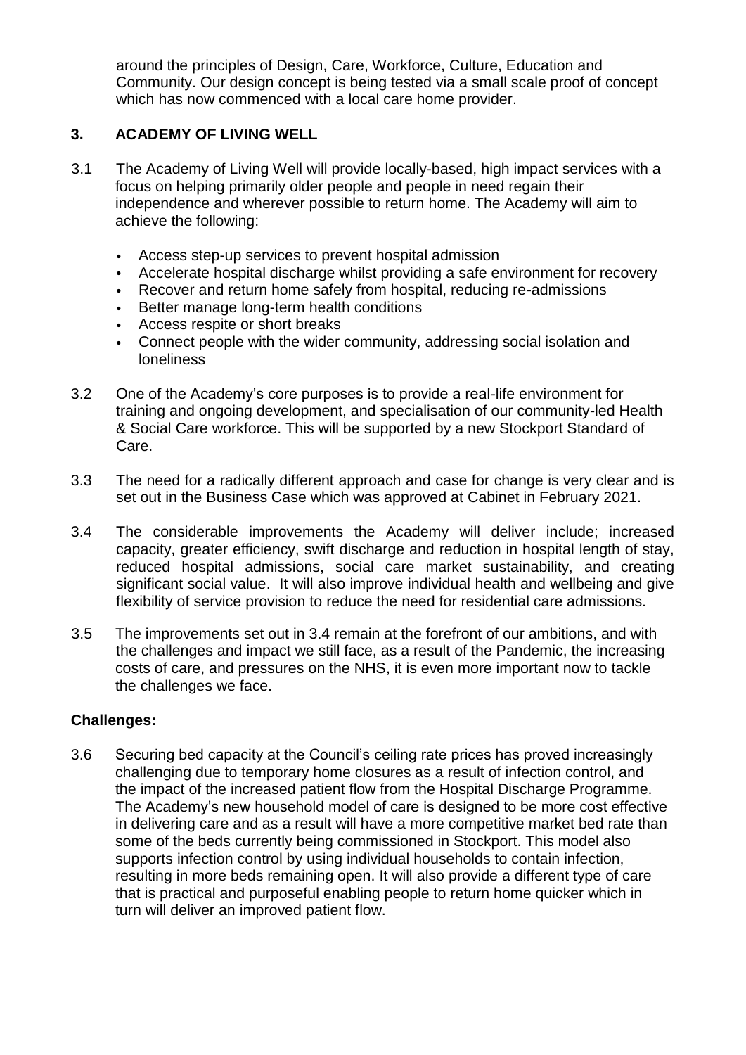around the principles of Design, Care, Workforce, Culture, Education and Community. Our design concept is being tested via a small scale proof of concept which has now commenced with a local care home provider.

## 3. ACADEMY OF LIVING WELL

3.1 The Academy of Living Well will provide locally-based, high impact services with a focus on helping primarily older people and people in need regain their independence and wherever possible to return home. The Academy will aim to achieve the following:

- Access step-up services to prevent hospital admission
- Accelerate hospital discharge whilst providing a safe environment for recovery
- Recover and return home safely from hospital, reducing re-admissions
- Better manage long-term health conditions
- Access respite or short breaks
- Connect people with the wider community, addressing social isolation and loneliness

3.2 One of the Academy's core purposes is to provide a real-life environment for training and ongoing development, and specialisation of our community-led Health & Social Care workforce. This will be supported by a new Stockport Standard of Care.

3.3 The need for a radically different approach and case for change is very clear and is set out in the Business Case which was approved at Cabinet in February 2021.

3.4 The considerable improvements the Academy will deliver include; increased capacity, greater efficiency, swift discharge and reduction in hospital length of stay, reduced hospital admissions, social care market sustainability, and creating significant social value. It will also improve individual health and wellbeing and give flexibility of service provision to reduce the need for residential care admissions.

3.5 The improvements set out in 3.4 remain at the forefront of our ambitions, and with the challenges and impact we still face, as a result of the Pandemic, the increasing costs of care, and pressures on the NHS, it is even more important now to tackle the challenges we face.

**Challenges:**

3.6 Securing bed capacity at the Council's ceiling rate prices has proved increasingly challenging due to temporary home closures as a result of infection control, and the impact of the increased patient flow from the Hospital Discharge Programme. The Academy's new household model of care is designed to be more cost effective in delivering care and as a result will have a more competitive market bed rate than some of the beds currently being commissioned in Stockport. This model also supports infection control by using individual households to contain infection, resulting in more beds remaining open. It will also provide a different type of care that is practical and purposeful enabling people to return home quicker which in turn will deliver an improved patient flow.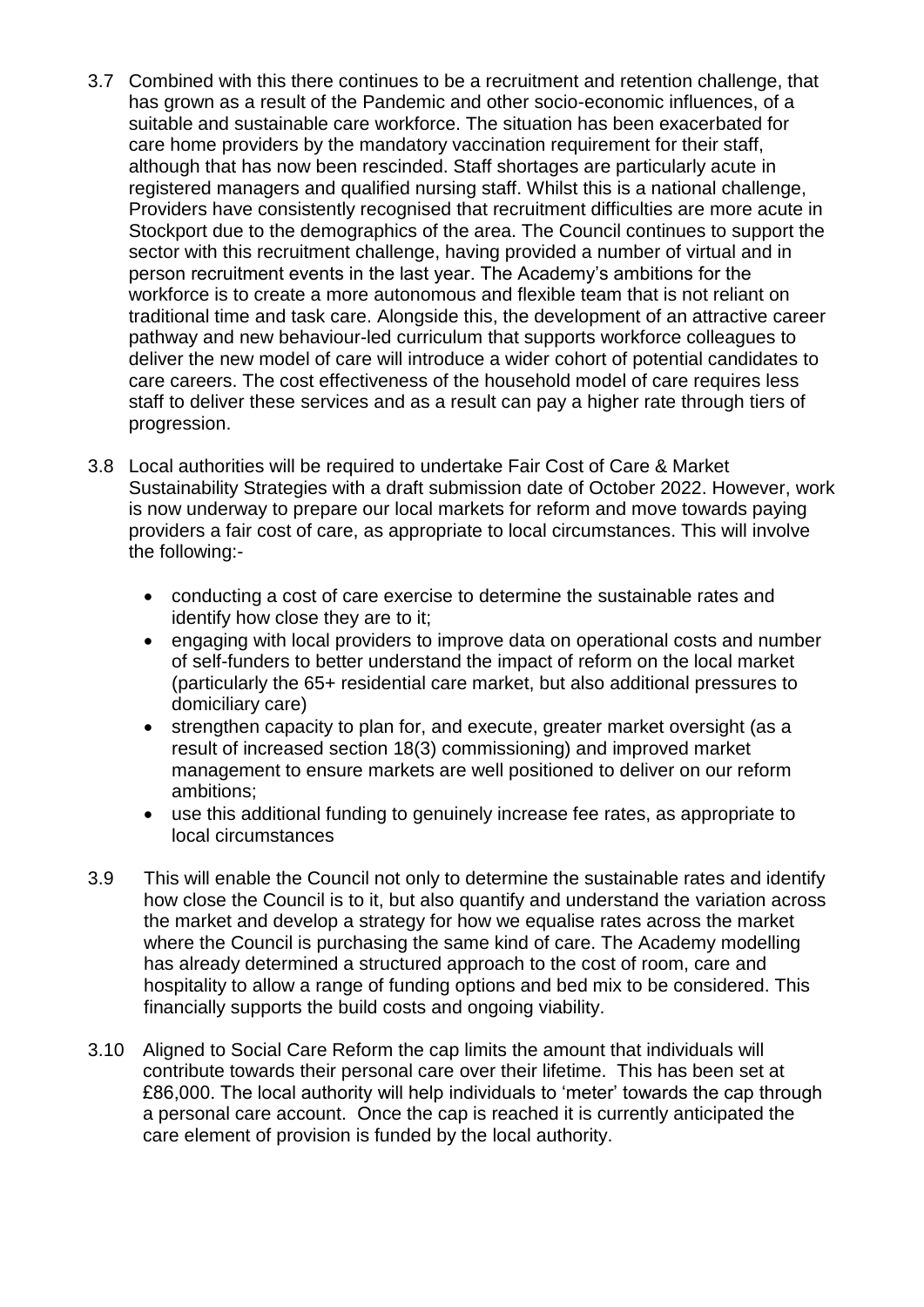3.7 Combined with this there continues to be a recruitment and retention challenge, that has grown as a result of the Pandemic and other socio-economic influences, of a suitable and sustainable care workforce. The situation has been exacerbated for care home providers by the mandatory vaccination requirement for their staff, although that has now been rescinded. Staff shortages are particularly acute in registered managers and qualified nursing staff. Whilst this is a national challenge, Providers have consistently recognised that recruitment difficulties are more acute in Stockport due to the demographics of the area. The Council continues to support the sector with this recruitment challenge, having provided a number of virtual and in person recruitment events in the last year. The Academy's ambitions for the workforce is to create a more autonomous and flexible team that is not reliant on traditional time and task care. Alongside this, the development of an attractive career pathway and new behaviour-led curriculum that supports workforce colleagues to deliver the new model of care will introduce a wider cohort of potential candidates to care careers. The cost effectiveness of the household model of care requires less staff to deliver these services and as a result can pay a higher rate through tiers of progression.

3.8 Local authorities will be required to undertake Fair Cost of Care & Market Sustainability Strategies with a draft submission date of October 2022. However, work is now underway to prepare our local markets for reform and move towards paying providers a fair cost of care, as appropriate to local circumstances. This will involve the following:-

- conducting a cost of care exercise to determine the sustainable rates and identify how close they are to it;
- engaging with local providers to improve data on operational costs and number of self-funders to better understand the impact of reform on the local market (particularly the 65+ residential care market, but also additional pressures to domiciliary care)
- strengthen capacity to plan for, and execute, greater market oversight (as a result of increased section 18(3) commissioning) and improved market management to ensure markets are well positioned to deliver on our reform ambitions;
- use this additional funding to genuinely increase fee rates, as appropriate to local circumstances

3.9 This will enable the Council not only to determine the sustainable rates and identify how close the Council is to it, but also quantify and understand the variation across the market and develop a strategy for how we equalise rates across the market where the Council is purchasing the same kind of care. The Academy modelling has already determined a structured approach to the cost of room, care and hospitality to allow a range of funding options and bed mix to be considered. This financially supports the build costs and ongoing viability.

3.10 Aligned to Social Care Reform the cap limits the amount that individuals will contribute towards their personal care over their lifetime. This has been set at £86,000. The local authority will help individuals to 'meter' towards the cap through a personal care account. Once the cap is reached it is currently anticipated the care element of provision is funded by the local authority.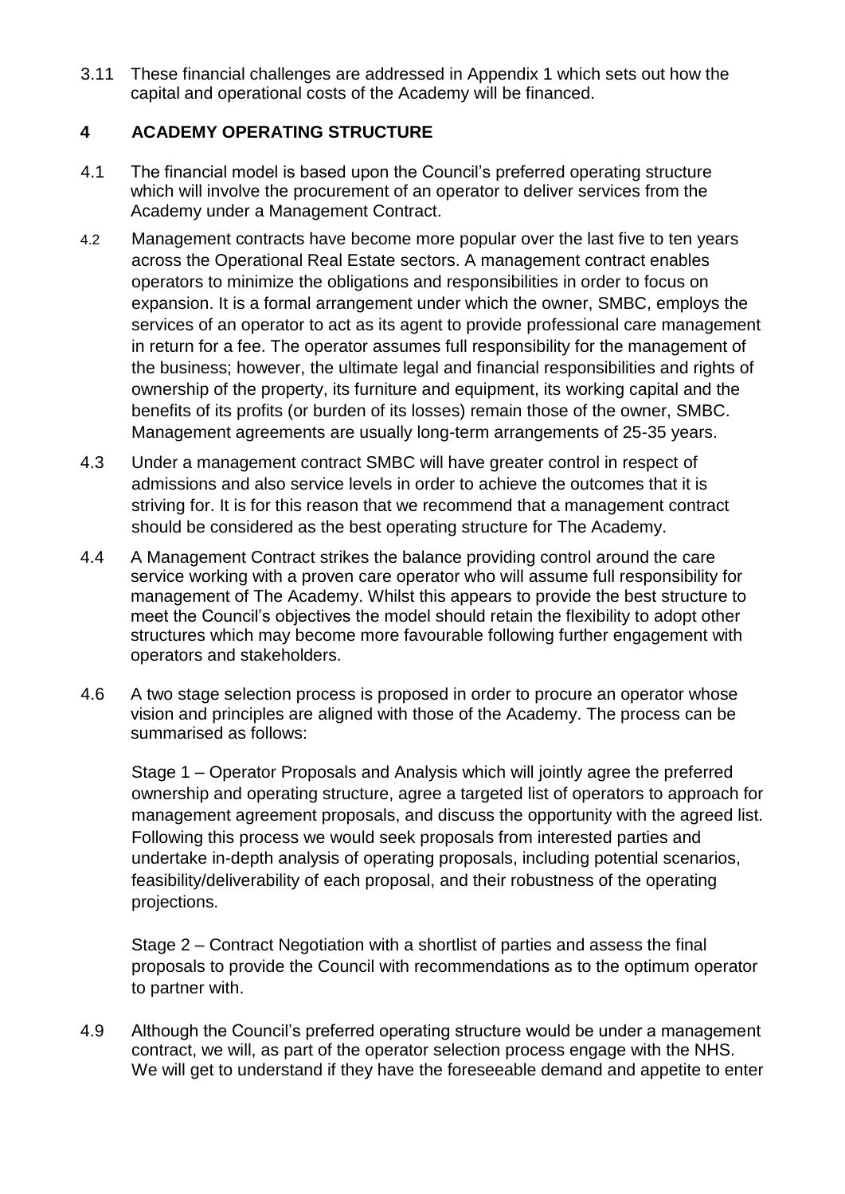3.11 These financial challenges are addressed in Appendix 1 which sets out how the capital and operational costs of the Academy will be financed.

## 4 ACADEMY OPERATING STRUCTURE

4.1 The financial model is based upon the Council's preferred operating structure which will involve the procurement of an operator to deliver services from the Academy under a Management Contract.

4.2 Management contracts have become more popular over the last five to ten years across the Operational Real Estate sectors. A management contract enables operators to minimize the obligations and responsibilities in order to focus on expansion. It is a formal arrangement under which the owner, SMBC, employs the services of an operator to act as its agent to provide professional care management in return for a fee. The operator assumes full responsibility for the management of the business; however, the ultimate legal and financial responsibilities and rights of ownership of the property, its furniture and equipment, its working capital and the benefits of its profits (or burden of its losses) remain those of the owner, SMBC. Management agreements are usually long-term arrangements of 25-35 years.

4.3 Under a management contract SMBC will have greater control in respect of admissions and also service levels in order to achieve the outcomes that it is striving for. It is for this reason that we recommend that a management contract should be considered as the best operating structure for The Academy.

4.4 A Management Contract strikes the balance providing control around the care service working with a proven care operator who will assume full responsibility for management of The Academy. Whilst this appears to provide the best structure to meet the Council's objectives the model should retain the flexibility to adopt other structures which may become more favourable following further engagement with operators and stakeholders.

4.6 A two stage selection process is proposed in order to procure an operator whose vision and principles are aligned with those of the Academy. The process can be summarised as follows:

Stage 1 – Operator Proposals and Analysis which will jointly agree the preferred ownership and operating structure, agree a targeted list of operators to approach for management agreement proposals, and discuss the opportunity with the agreed list. Following this process we would seek proposals from interested parties and undertake in-depth analysis of operating proposals, including potential scenarios, feasibility/deliverability of each proposal, and their robustness of the operating projections.

Stage 2 – Contract Negotiation with a shortlist of parties and assess the final proposals to provide the Council with recommendations as to the optimum operator to partner with.

4.9 Although the Council's preferred operating structure would be under a management contract, we will, as part of the operator selection process engage with the NHS. We will get to understand if they have the foreseeable demand and appetite to enter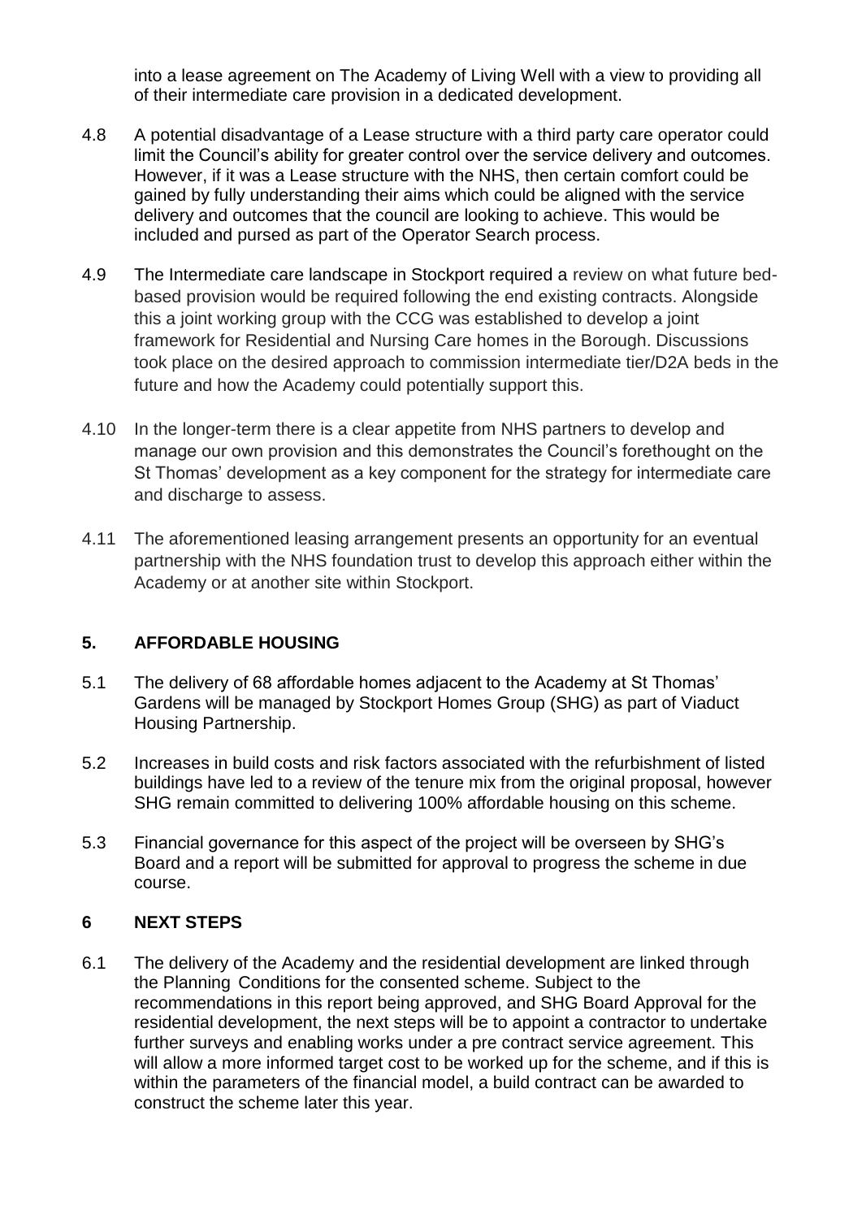into a lease agreement on The Academy of Living Well with a view to providing all of their intermediate care provision in a dedicated development.

4.8 A potential disadvantage of a Lease structure with a third party care operator could limit the Council's ability for greater control over the service delivery and outcomes. However, if it was a Lease structure with the NHS, then certain comfort could be gained by fully understanding their aims which could be aligned with the service delivery and outcomes that the council are looking to achieve. This would be included and pursed as part of the Operator Search process.

4.9 The Intermediate care landscape in Stockport required a review on what future bed-based provision would be required following the end existing contracts. Alongside this a joint working group with the CCG was established to develop a joint framework for Residential and Nursing Care homes in the Borough. Discussions took place on the desired approach to commission intermediate tier/D2A beds in the future and how the Academy could potentially support this.

4.10 In the longer-term there is a clear appetite from NHS partners to develop and manage our own provision and this demonstrates the Council's forethought on the St Thomas' development as a key component for the strategy for intermediate care and discharge to assess.

4.11 The aforementioned leasing arrangement presents an opportunity for an eventual partnership with the NHS foundation trust to develop this approach either within the Academy or at another site within Stockport.

## 5. AFFORDABLE HOUSING

5.1 The delivery of 68 affordable homes adjacent to the Academy at St Thomas' Gardens will be managed by Stockport Homes Group (SHG) as part of Viaduct Housing Partnership.

5.2 Increases in build costs and risk factors associated with the refurbishment of listed buildings have led to a review of the tenure mix from the original proposal, however SHG remain committed to delivering 100% affordable housing on this scheme.

5.3 Financial governance for this aspect of the project will be overseen by SHG's Board and a report will be submitted for approval to progress the scheme in due course.

## 6 NEXT STEPS

6.1 The delivery of the Academy and the residential development are linked through the Planning Conditions for the consented scheme. Subject to the recommendations in this report being approved, and SHG Board Approval for the residential development, the next steps will be to appoint a contractor to undertake further surveys and enabling works under a pre contract service agreement. This will allow a more informed target cost to be worked up for the scheme, and if this is within the parameters of the financial model, a build contract can be awarded to construct the scheme later this year.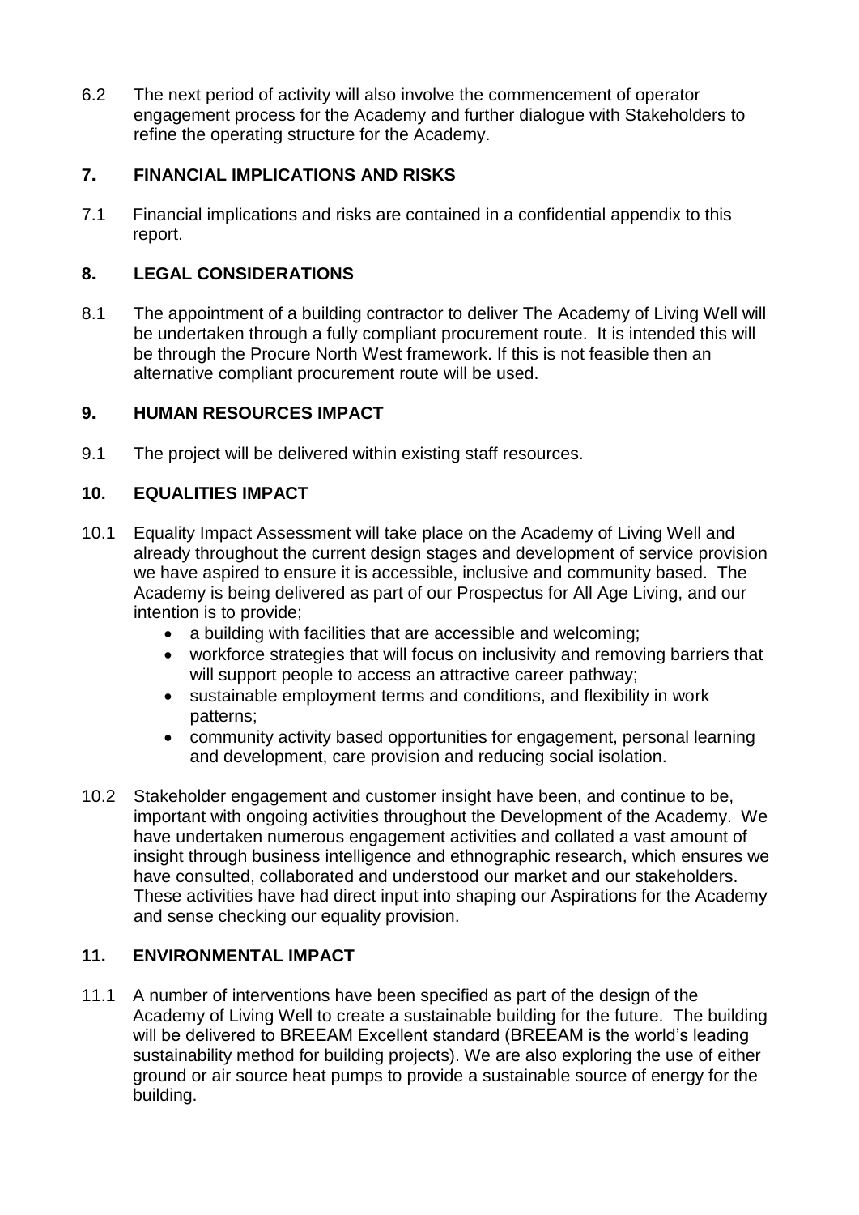6.2 The next period of activity will also involve the commencement of operator engagement process for the Academy and further dialogue with Stakeholders to refine the operating structure for the Academy.

## 7. FINANCIAL IMPLICATIONS AND RISKS

7.1 Financial implications and risks are contained in a confidential appendix to this report.

## 8. LEGAL CONSIDERATIONS

8.1 The appointment of a building contractor to deliver The Academy of Living Well will be undertaken through a fully compliant procurement route. It is intended this will be through the Procure North West framework. If this is not feasible then an alternative compliant procurement route will be used.

## 9. HUMAN RESOURCES IMPACT

9.1 The project will be delivered within existing staff resources.

## 10. EQUALITIES IMPACT

10.1 Equality Impact Assessment will take place on the Academy of Living Well and already throughout the current design stages and development of service provision we have aspired to ensure it is accessible, inclusive and community based. The Academy is being delivered as part of our Prospectus for All Age Living, and our intention is to provide;

- a building with facilities that are accessible and welcoming;
- workforce strategies that will focus on inclusivity and removing barriers that will support people to access an attractive career pathway;
- sustainable employment terms and conditions, and flexibility in work patterns;
- community activity based opportunities for engagement, personal learning and development, care provision and reducing social isolation.

10.2 Stakeholder engagement and customer insight have been, and continue to be, important with ongoing activities throughout the Development of the Academy. We have undertaken numerous engagement activities and collated a vast amount of insight through business intelligence and ethnographic research, which ensures we have consulted, collaborated and understood our market and our stakeholders. These activities have had direct input into shaping our Aspirations for the Academy and sense checking our equality provision.

## 11. ENVIRONMENTAL IMPACT

11.1 A number of interventions have been specified as part of the design of the Academy of Living Well to create a sustainable building for the future. The building will be delivered to BREEAM Excellent standard (BREEAM is the world's leading sustainability method for building projects). We are also exploring the use of either ground or air source heat pumps to provide a sustainable source of energy for the building.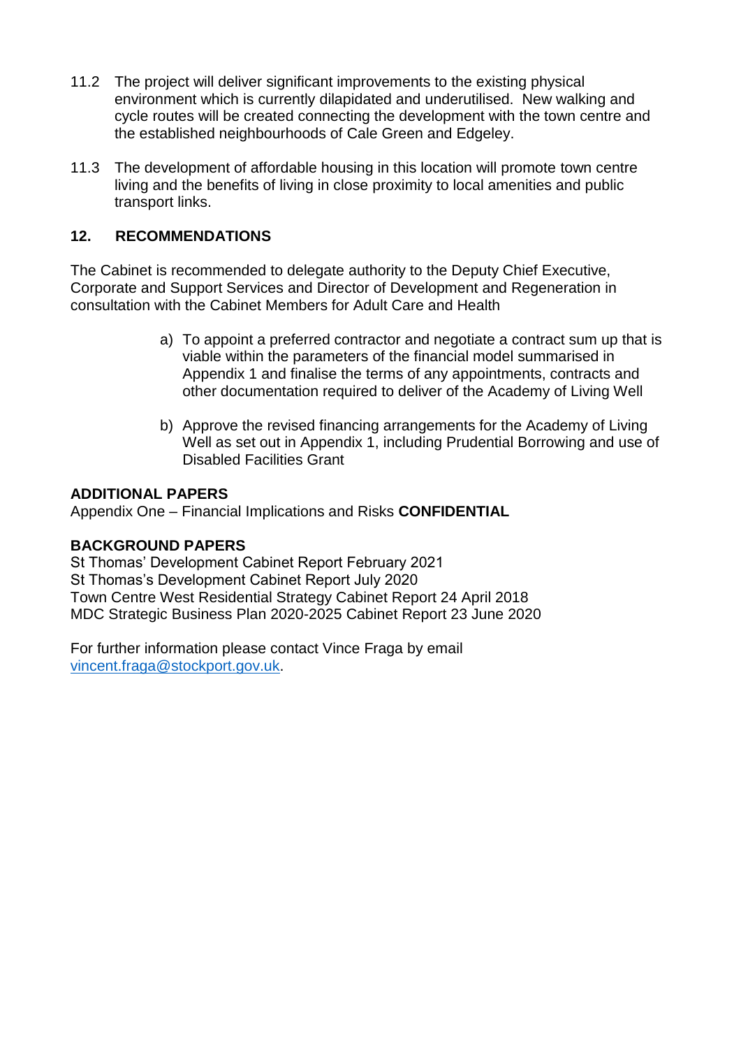11.2 The project will deliver significant improvements to the existing physical environment which is currently dilapidated and underutilised. New walking and cycle routes will be created connecting the development with the town centre and the established neighbourhoods of Cale Green and Edgeley.

11.3 The development of affordable housing in this location will promote town centre living and the benefits of living in close proximity to local amenities and public transport links.

## 12. RECOMMENDATIONS

The Cabinet is recommended to delegate authority to the Deputy Chief Executive, Corporate and Support Services and Director of Development and Regeneration in consultation with the Cabinet Members for Adult Care and Health

a) To appoint a preferred contractor and negotiate a contract sum up that is viable within the parameters of the financial model summarised in Appendix 1 and finalise the terms of any appointments, contracts and other documentation required to deliver of the Academy of Living Well

b) Approve the revised financing arrangements for the Academy of Living Well as set out in Appendix 1, including Prudential Borrowing and use of Disabled Facilities Grant

**ADDITIONAL PAPERS**

Appendix One – Financial Implications and Risks **CONFIDENTIAL**

**BACKGROUND PAPERS**

St Thomas' Development Cabinet Report February 2021
St Thomas's Development Cabinet Report July 2020
Town Centre West Residential Strategy Cabinet Report 24 April 2018
MDC Strategic Business Plan 2020-2025 Cabinet Report 23 June 2020

For further information please contact Vince Fraga by email vincent.fraga@stockport.gov.uk.